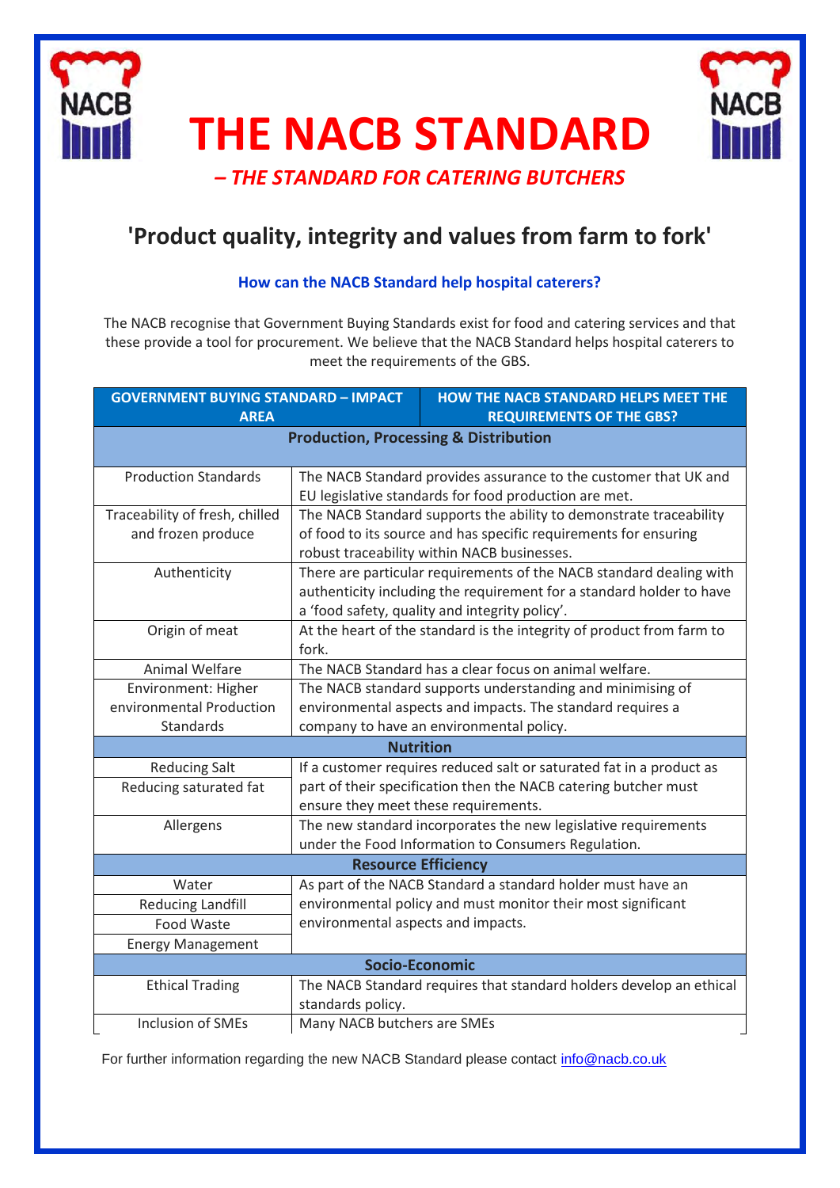# THE NACB STANDARD

## *– THE STANDARD FOR CATERING BUTCHERS*

## 'Product quality, integrity and values from farm to fork'

### How can the NACB Standard help hospital caterers?

The NACB recognise that Government Buying Standards exist for food and catering services and that these provide a tool for procurement. We believe that the NACB Standard helps hospital caterers to meet the requirements of the GBS.

| GOVERNMENT BUYING STANDARD – IMPACT AREA | HOW THE NACB STANDARD HELPS MEET THE REQUIREMENTS OF THE GBS? |
|---|---|
| **Production, Processing & Distribution** | |
| Production Standards | The NACB Standard provides assurance to the customer that UK and EU legislative standards for food production are met. |
| Traceability of fresh, chilled and frozen produce | The NACB Standard supports the ability to demonstrate traceability of food to its source and has specific requirements for ensuring robust traceability within NACB businesses. |
| Authenticity | There are particular requirements of the NACB standard dealing with authenticity including the requirement for a standard holder to have a 'food safety, quality and integrity policy'. |
| Origin of meat | At the heart of the standard is the integrity of product from farm to fork. |
| Animal Welfare | The NACB Standard has a clear focus on animal welfare. |
| Environment: Higher environmental Production Standards | The NACB standard supports understanding and minimising of environmental aspects and impacts. The standard requires a company to have an environmental policy. |
| **Nutrition** | |
| Reducing Salt | If a customer requires reduced salt or saturated fat in a product as part of their specification then the NACB catering butcher must ensure they meet these requirements. |
| Reducing saturated fat | |
| Allergens | The new standard incorporates the new legislative requirements under the Food Information to Consumers Regulation. |
| **Resource Efficiency** | |
| Water | As part of the NACB Standard a standard holder must have an environmental policy and must monitor their most significant environmental aspects and impacts. |
| Reducing Landfill | |
| Food Waste | |
| Energy Management | |
| **Socio-Economic** | |
| Ethical Trading | The NACB Standard requires that standard holders develop an ethical standards policy. |
| Inclusion of SMEs | Many NACB butchers are SMEs |

For further information regarding the new NACB Standard please contact info@nacb.co.uk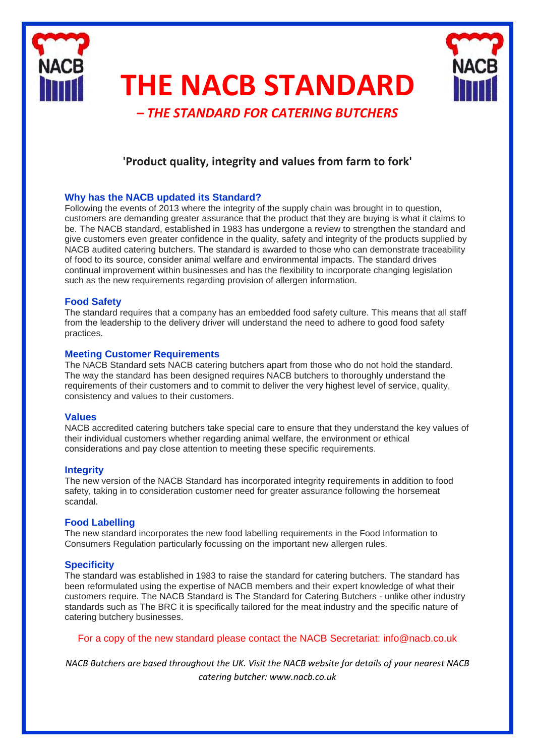# THE NACB STANDARD

## *– THE STANDARD FOR CATERING BUTCHERS*

### 'Product quality, integrity and values from farm to fork'

#### Why has the NACB updated its Standard?

Following the events of 2013 where the integrity of the supply chain was brought in to question, customers are demanding greater assurance that the product that they are buying is what it claims to be. The NACB standard, established in 1983 has undergone a review to strengthen the standard and give customers even greater confidence in the quality, safety and integrity of the products supplied by NACB audited catering butchers. The standard is awarded to those who can demonstrate traceability of food to its source, consider animal welfare and environmental impacts. The standard drives continual improvement within businesses and has the flexibility to incorporate changing legislation such as the new requirements regarding provision of allergen information.

#### Food Safety

The standard requires that a company has an embedded food safety culture. This means that all staff from the leadership to the delivery driver will understand the need to adhere to good food safety practices.

#### Meeting Customer Requirements

The NACB Standard sets NACB catering butchers apart from those who do not hold the standard. The way the standard has been designed requires NACB butchers to thoroughly understand the requirements of their customers and to commit to deliver the very highest level of service, quality, consistency and values to their customers.

#### Values

NACB accredited catering butchers take special care to ensure that they understand the key values of their individual customers whether regarding animal welfare, the environment or ethical considerations and pay close attention to meeting these specific requirements.

#### Integrity

The new version of the NACB Standard has incorporated integrity requirements in addition to food safety, taking in to consideration customer need for greater assurance following the horsemeat scandal.

#### Food Labelling

The new standard incorporates the new food labelling requirements in the Food Information to Consumers Regulation particularly focussing on the important new allergen rules.

#### Specificity

The standard was established in 1983 to raise the standard for catering butchers. The standard has been reformulated using the expertise of NACB members and their expert knowledge of what their customers require. The NACB Standard is The Standard for Catering Butchers - unlike other industry standards such as The BRC it is specifically tailored for the meat industry and the specific nature of catering butchery businesses.

For a copy of the new standard please contact the NACB Secretariat: info@nacb.co.uk

*NACB Butchers are based throughout the UK. Visit the NACB website for details of your nearest NACB catering butcher: www.nacb.co.uk*